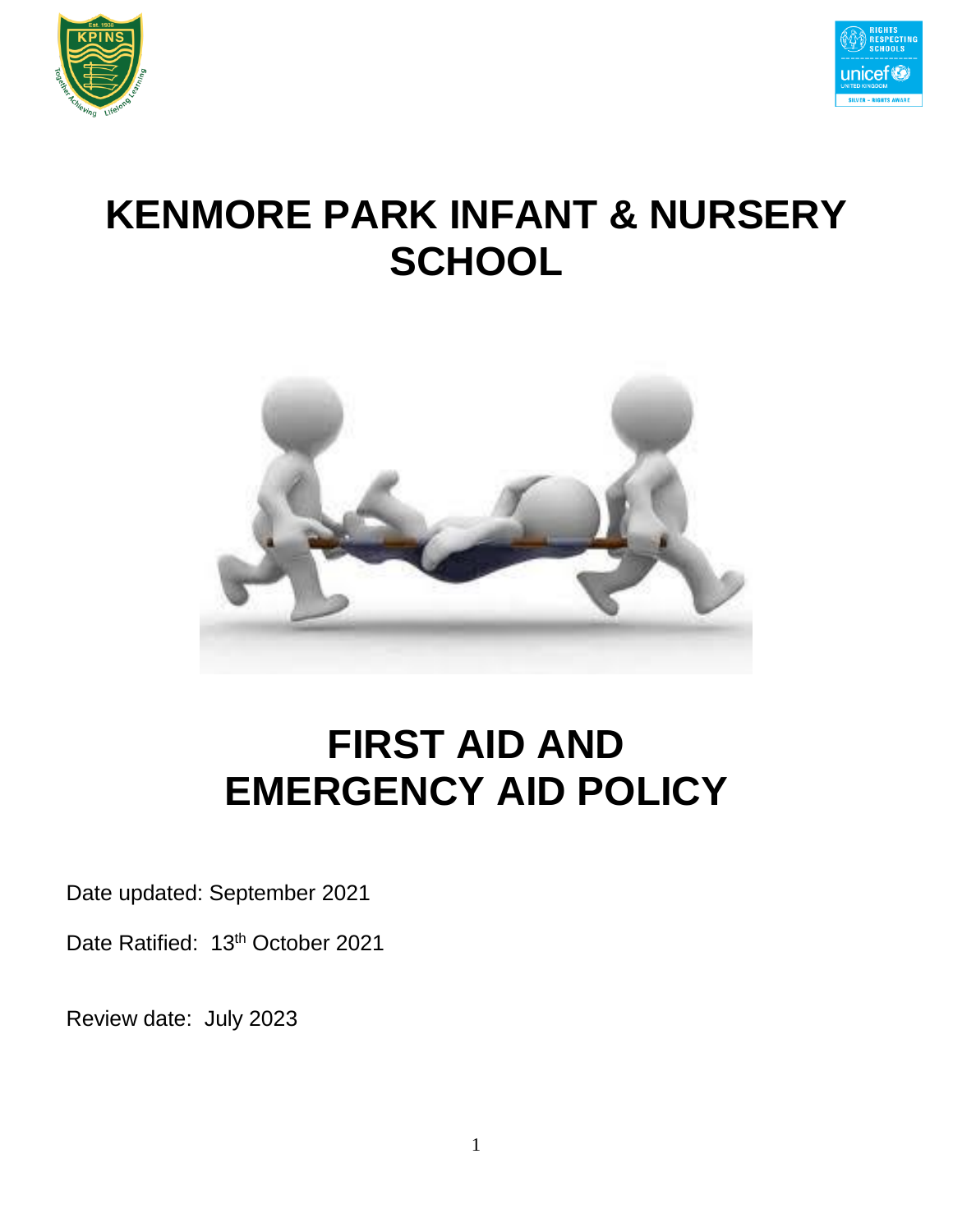# KENMORE PARK INFANT & NURSERY SCHOOL

# FIRST AID AND EMERGENCY AID POLICY

Date updated: September 2021

Date Ratified: 13th October 2021

Review date: July 2023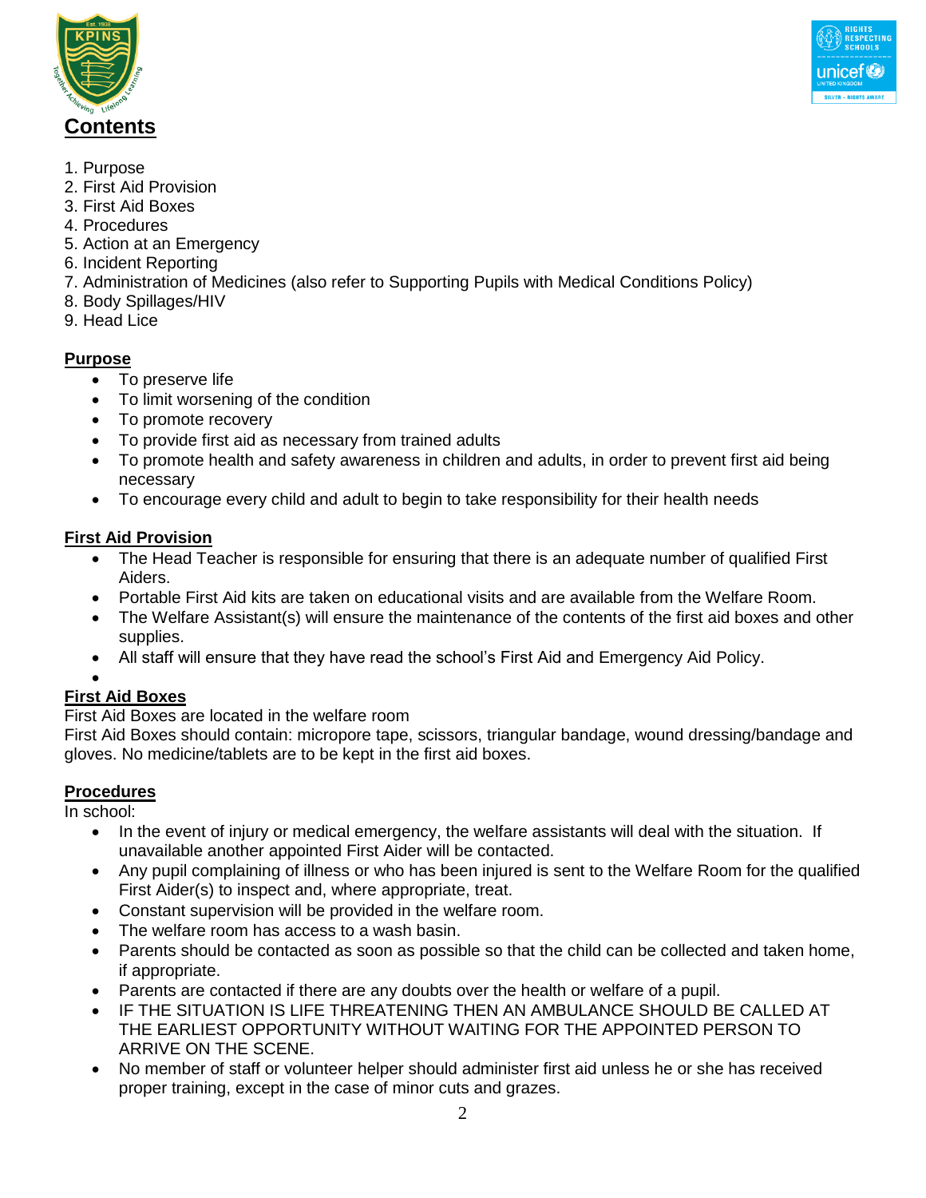## Contents

1. Purpose
2. First Aid Provision
3. First Aid Boxes
4. Procedures
5. Action at an Emergency
6. Incident Reporting
7. Administration of Medicines (also refer to Supporting Pupils with Medical Conditions Policy)
8. Body Spillages/HIV
9. Head Lice

### Purpose

- To preserve life
- To limit worsening of the condition
- To promote recovery
- To provide first aid as necessary from trained adults
- To promote health and safety awareness in children and adults, in order to prevent first aid being necessary
- To encourage every child and adult to begin to take responsibility for their health needs

### First Aid Provision

- The Head Teacher is responsible for ensuring that there is an adequate number of qualified First Aiders.
- Portable First Aid kits are taken on educational visits and are available from the Welfare Room.
- The Welfare Assistant(s) will ensure the maintenance of the contents of the first aid boxes and other supplies.
- All staff will ensure that they have read the school's First Aid and Emergency Aid Policy.

### First Aid Boxes

First Aid Boxes are located in the welfare room

First Aid Boxes should contain: micropore tape, scissors, triangular bandage, wound dressing/bandage and gloves. No medicine/tablets are to be kept in the first aid boxes.

### Procedures

In school:

- In the event of injury or medical emergency, the welfare assistants will deal with the situation. If unavailable another appointed First Aider will be contacted.
- Any pupil complaining of illness or who has been injured is sent to the Welfare Room for the qualified First Aider(s) to inspect and, where appropriate, treat.
- Constant supervision will be provided in the welfare room.
- The welfare room has access to a wash basin.
- Parents should be contacted as soon as possible so that the child can be collected and taken home, if appropriate.
- Parents are contacted if there are any doubts over the health or welfare of a pupil.
- IF THE SITUATION IS LIFE THREATENING THEN AN AMBULANCE SHOULD BE CALLED AT THE EARLIEST OPPORTUNITY WITHOUT WAITING FOR THE APPOINTED PERSON TO ARRIVE ON THE SCENE.
- No member of staff or volunteer helper should administer first aid unless he or she has received proper training, except in the case of minor cuts and grazes.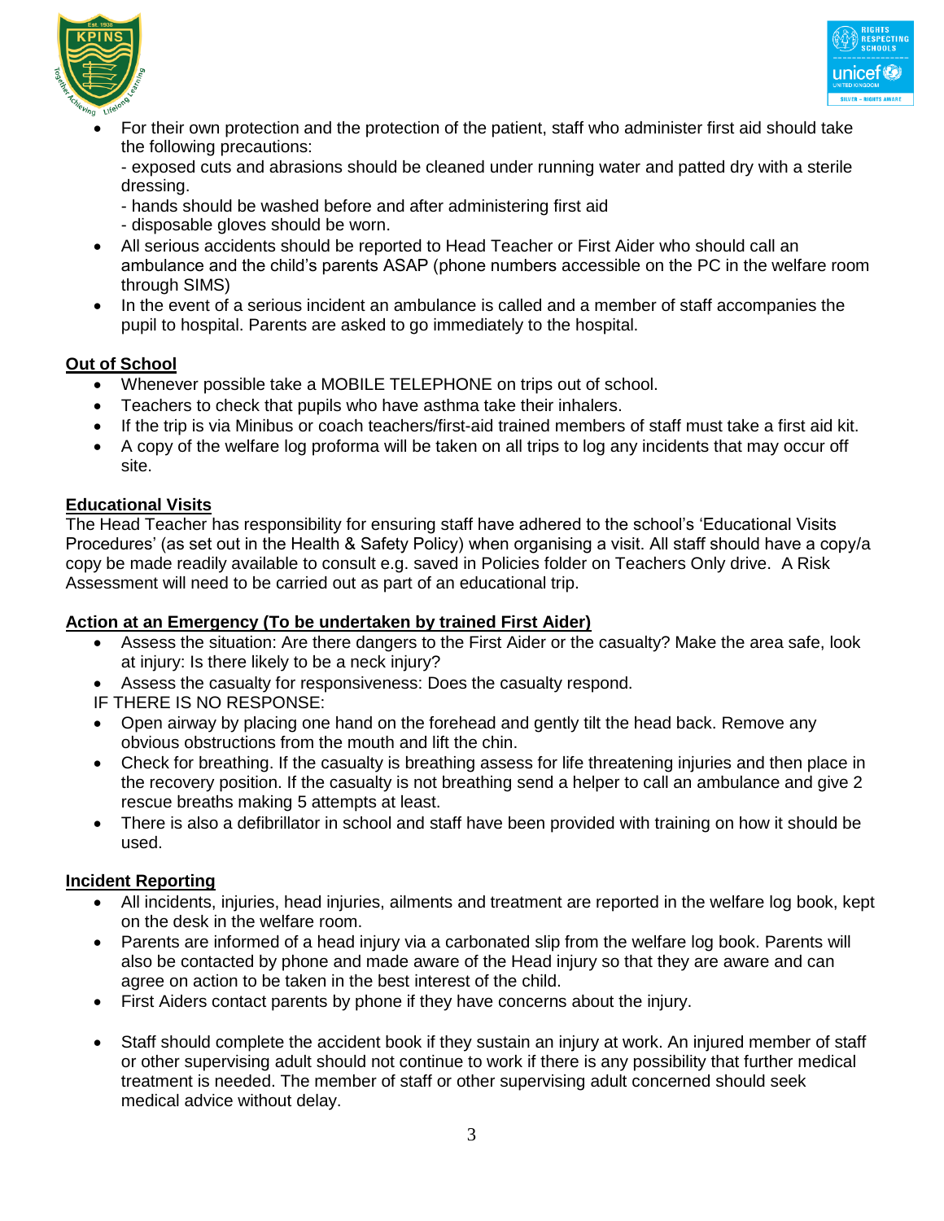- For their own protection and the protection of the patient, staff who administer first aid should take the following precautions:
  - exposed cuts and abrasions should be cleaned under running water and patted dry with a sterile dressing.
  - hands should be washed before and after administering first aid
  - disposable gloves should be worn.
- All serious accidents should be reported to Head Teacher or First Aider who should call an ambulance and the child's parents ASAP (phone numbers accessible on the PC in the welfare room through SIMS)
- In the event of a serious incident an ambulance is called and a member of staff accompanies the pupil to hospital. Parents are asked to go immediately to the hospital.

## Out of School

- Whenever possible take a MOBILE TELEPHONE on trips out of school.
- Teachers to check that pupils who have asthma take their inhalers.
- If the trip is via Minibus or coach teachers/first-aid trained members of staff must take a first aid kit.
- A copy of the welfare log proforma will be taken on all trips to log any incidents that may occur off site.

## Educational Visits

The Head Teacher has responsibility for ensuring staff have adhered to the school's 'Educational Visits Procedures' (as set out in the Health & Safety Policy) when organising a visit. All staff should have a copy/a copy be made readily available to consult e.g. saved in Policies folder on Teachers Only drive. A Risk Assessment will need to be carried out as part of an educational trip.

## Action at an Emergency (To be undertaken by trained First Aider)

- Assess the situation: Are there dangers to the First Aider or the casualty? Make the area safe, look at injury: Is there likely to be a neck injury?
- Assess the casualty for responsiveness: Does the casualty respond.

IF THERE IS NO RESPONSE:

- Open airway by placing one hand on the forehead and gently tilt the head back. Remove any obvious obstructions from the mouth and lift the chin.
- Check for breathing. If the casualty is breathing assess for life threatening injuries and then place in the recovery position. If the casualty is not breathing send a helper to call an ambulance and give 2 rescue breaths making 5 attempts at least.
- There is also a defibrillator in school and staff have been provided with training on how it should be used.

## Incident Reporting

- All incidents, injuries, head injuries, ailments and treatment are reported in the welfare log book, kept on the desk in the welfare room.
- Parents are informed of a head injury via a carbonated slip from the welfare log book. Parents will also be contacted by phone and made aware of the Head injury so that they are aware and can agree on action to be taken in the best interest of the child.
- First Aiders contact parents by phone if they have concerns about the injury.

- Staff should complete the accident book if they sustain an injury at work. An injured member of staff or other supervising adult should not continue to work if there is any possibility that further medical treatment is needed. The member of staff or other supervising adult concerned should seek medical advice without delay.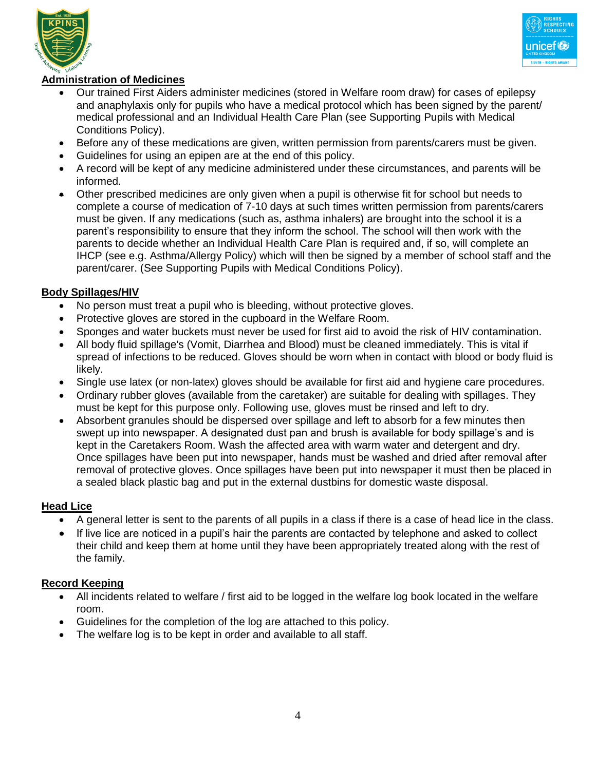## Administration of Medicines

- Our trained First Aiders administer medicines (stored in Welfare room draw) for cases of epilepsy and anaphylaxis only for pupils who have a medical protocol which has been signed by the parent/ medical professional and an Individual Health Care Plan (see Supporting Pupils with Medical Conditions Policy).
- Before any of these medications are given, written permission from parents/carers must be given.
- Guidelines for using an epipen are at the end of this policy.
- A record will be kept of any medicine administered under these circumstances, and parents will be informed.
- Other prescribed medicines are only given when a pupil is otherwise fit for school but needs to complete a course of medication of 7-10 days at such times written permission from parents/carers must be given. If any medications (such as, asthma inhalers) are brought into the school it is a parent's responsibility to ensure that they inform the school. The school will then work with the parents to decide whether an Individual Health Care Plan is required and, if so, will complete an IHCP (see e.g. Asthma/Allergy Policy) which will then be signed by a member of school staff and the parent/carer. (See Supporting Pupils with Medical Conditions Policy).

## Body Spillages/HIV

- No person must treat a pupil who is bleeding, without protective gloves.
- Protective gloves are stored in the cupboard in the Welfare Room.
- Sponges and water buckets must never be used for first aid to avoid the risk of HIV contamination.
- All body fluid spillage's (Vomit, Diarrhea and Blood) must be cleaned immediately. This is vital if spread of infections to be reduced. Gloves should be worn when in contact with blood or body fluid is likely.
- Single use latex (or non-latex) gloves should be available for first aid and hygiene care procedures.
- Ordinary rubber gloves (available from the caretaker) are suitable for dealing with spillages. They must be kept for this purpose only. Following use, gloves must be rinsed and left to dry.
- Absorbent granules should be dispersed over spillage and left to absorb for a few minutes then swept up into newspaper. A designated dust pan and brush is available for body spillage's and is kept in the Caretakers Room. Wash the affected area with warm water and detergent and dry. Once spillages have been put into newspaper, hands must be washed and dried after removal after removal of protective gloves. Once spillages have been put into newspaper it must then be placed in a sealed black plastic bag and put in the external dustbins for domestic waste disposal.

## Head Lice

- A general letter is sent to the parents of all pupils in a class if there is a case of head lice in the class.
- If live lice are noticed in a pupil's hair the parents are contacted by telephone and asked to collect their child and keep them at home until they have been appropriately treated along with the rest of the family.

## Record Keeping

- All incidents related to welfare / first aid to be logged in the welfare log book located in the welfare room.
- Guidelines for the completion of the log are attached to this policy.
- The welfare log is to be kept in order and available to all staff.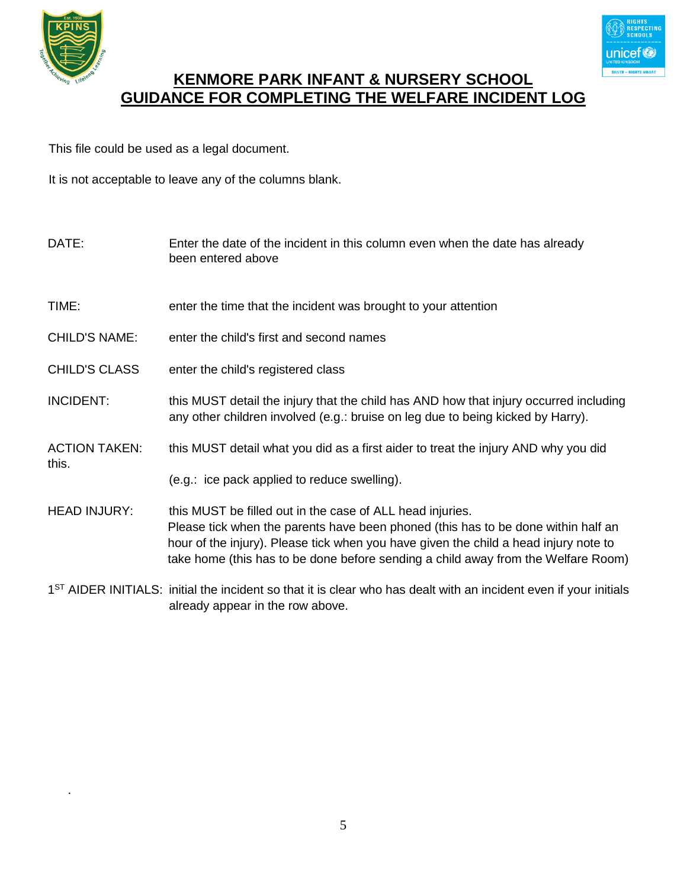# KENMORE PARK INFANT & NURSERY SCHOOL
## GUIDANCE FOR COMPLETING THE WELFARE INCIDENT LOG

This file could be used as a legal document.

It is not acceptable to leave any of the columns blank.

**DATE:** Enter the date of the incident in this column even when the date has already been entered above

**TIME:** enter the time that the incident was brought to your attention

**CHILD'S NAME:** enter the child's first and second names

**CHILD'S CLASS** enter the child's registered class

**INCIDENT:** this MUST detail the injury that the child has AND how that injury occurred including any other children involved (e.g.: bruise on leg due to being kicked by Harry).

**ACTION TAKEN:** this MUST detail what you did as a first aider to treat the injury AND why you did this.

(e.g.: ice pack applied to reduce swelling).

**HEAD INJURY:** this MUST be filled out in the case of ALL head injuries. Please tick when the parents have been phoned (this has to be done within half an hour of the injury). Please tick when you have given the child a head injury note to take home (this has to be done before sending a child away from the Welfare Room)

**1ST AIDER INITIALS:** initial the incident so that it is clear who has dealt with an incident even if your initials already appear in the row above.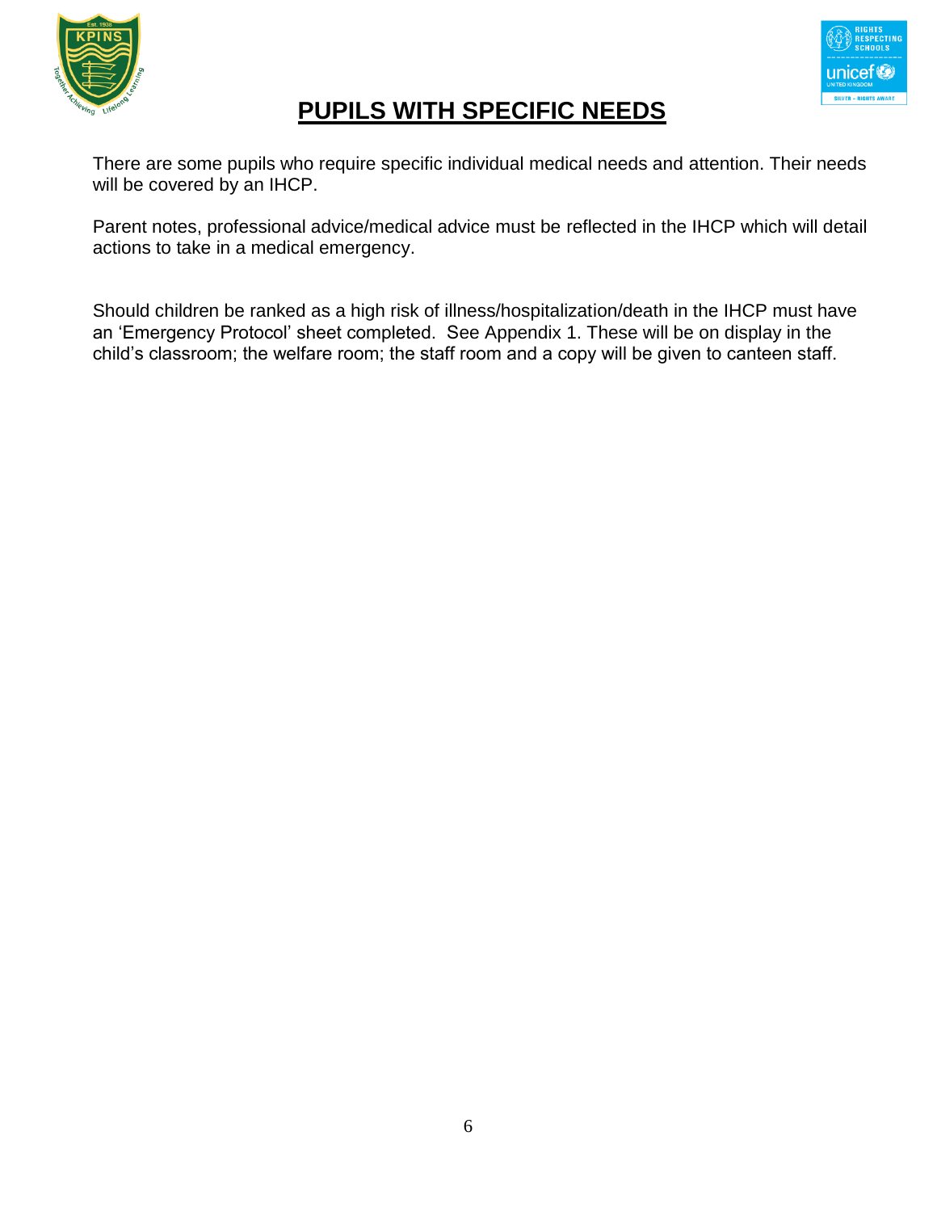# PUPILS WITH SPECIFIC NEEDS

There are some pupils who require specific individual medical needs and attention. Their needs will be covered by an IHCP.

Parent notes, professional advice/medical advice must be reflected in the IHCP which will detail actions to take in a medical emergency.

Should children be ranked as a high risk of illness/hospitalization/death in the IHCP must have an 'Emergency Protocol' sheet completed. See Appendix 1. These will be on display in the child's classroom; the welfare room; the staff room and a copy will be given to canteen staff.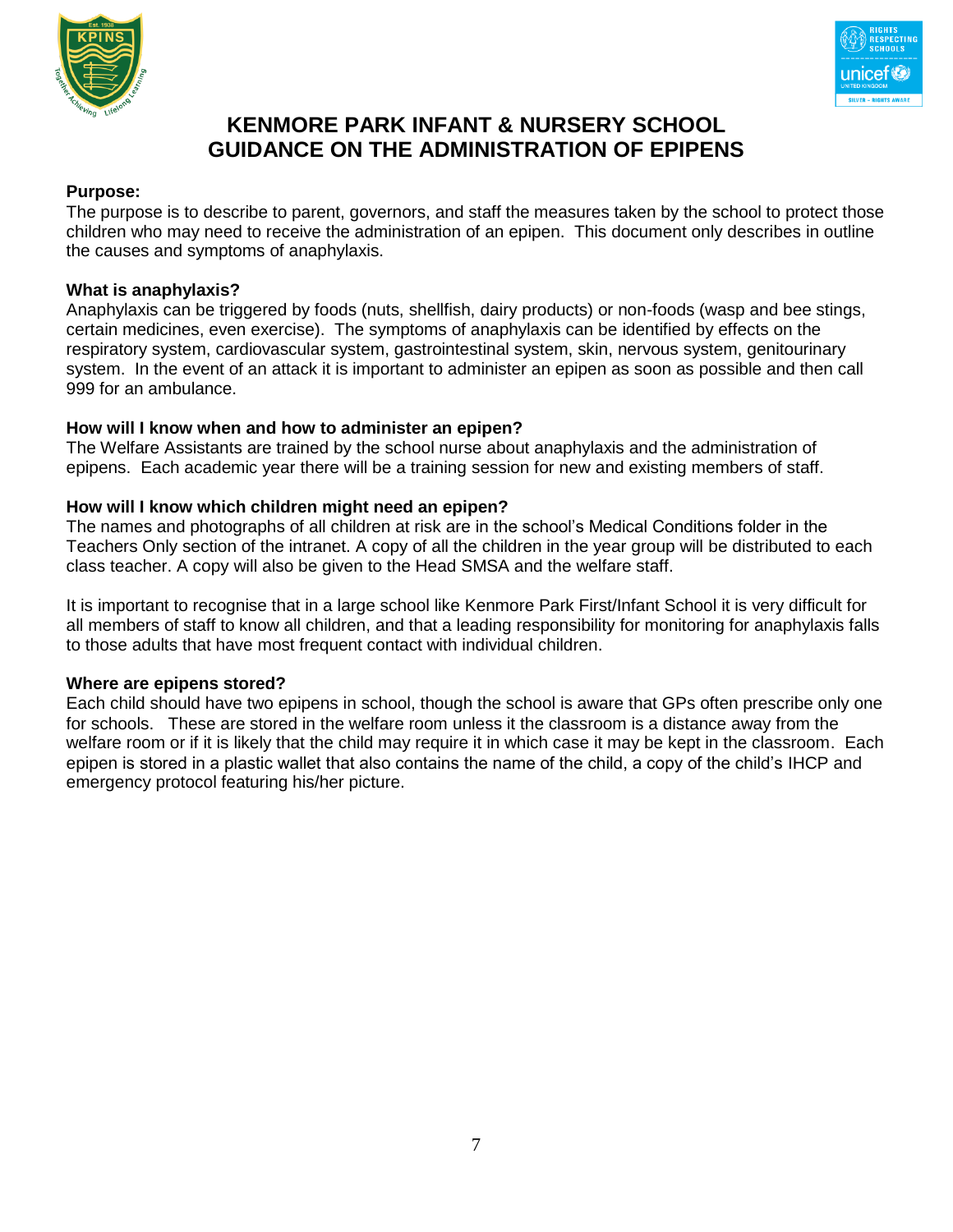# KENMORE PARK INFANT & NURSERY SCHOOL
# GUIDANCE ON THE ADMINISTRATION OF EPIPENS

**Purpose:**
The purpose is to describe to parent, governors, and staff the measures taken by the school to protect those children who may need to receive the administration of an epipen. This document only describes in outline the causes and symptoms of anaphylaxis.

**What is anaphylaxis?**
Anaphylaxis can be triggered by foods (nuts, shellfish, dairy products) or non-foods (wasp and bee stings, certain medicines, even exercise). The symptoms of anaphylaxis can be identified by effects on the respiratory system, cardiovascular system, gastrointestinal system, skin, nervous system, genitourinary system. In the event of an attack it is important to administer an epipen as soon as possible and then call 999 for an ambulance.

**How will I know when and how to administer an epipen?**
The Welfare Assistants are trained by the school nurse about anaphylaxis and the administration of epipens. Each academic year there will be a training session for new and existing members of staff.

**How will I know which children might need an epipen?**
The names and photographs of all children at risk are in the school's Medical Conditions folder in the Teachers Only section of the intranet. A copy of all the children in the year group will be distributed to each class teacher. A copy will also be given to the Head SMSA and the welfare staff.

It is important to recognise that in a large school like Kenmore Park First/Infant School it is very difficult for all members of staff to know all children, and that a leading responsibility for monitoring for anaphylaxis falls to those adults that have most frequent contact with individual children.

**Where are epipens stored?**
Each child should have two epipens in school, though the school is aware that GPs often prescribe only one for schools. These are stored in the welfare room unless it the classroom is a distance away from the welfare room or if it is likely that the child may require it in which case it may be kept in the classroom. Each epipen is stored in a plastic wallet that also contains the name of the child, a copy of the child's IHCP and emergency protocol featuring his/her picture.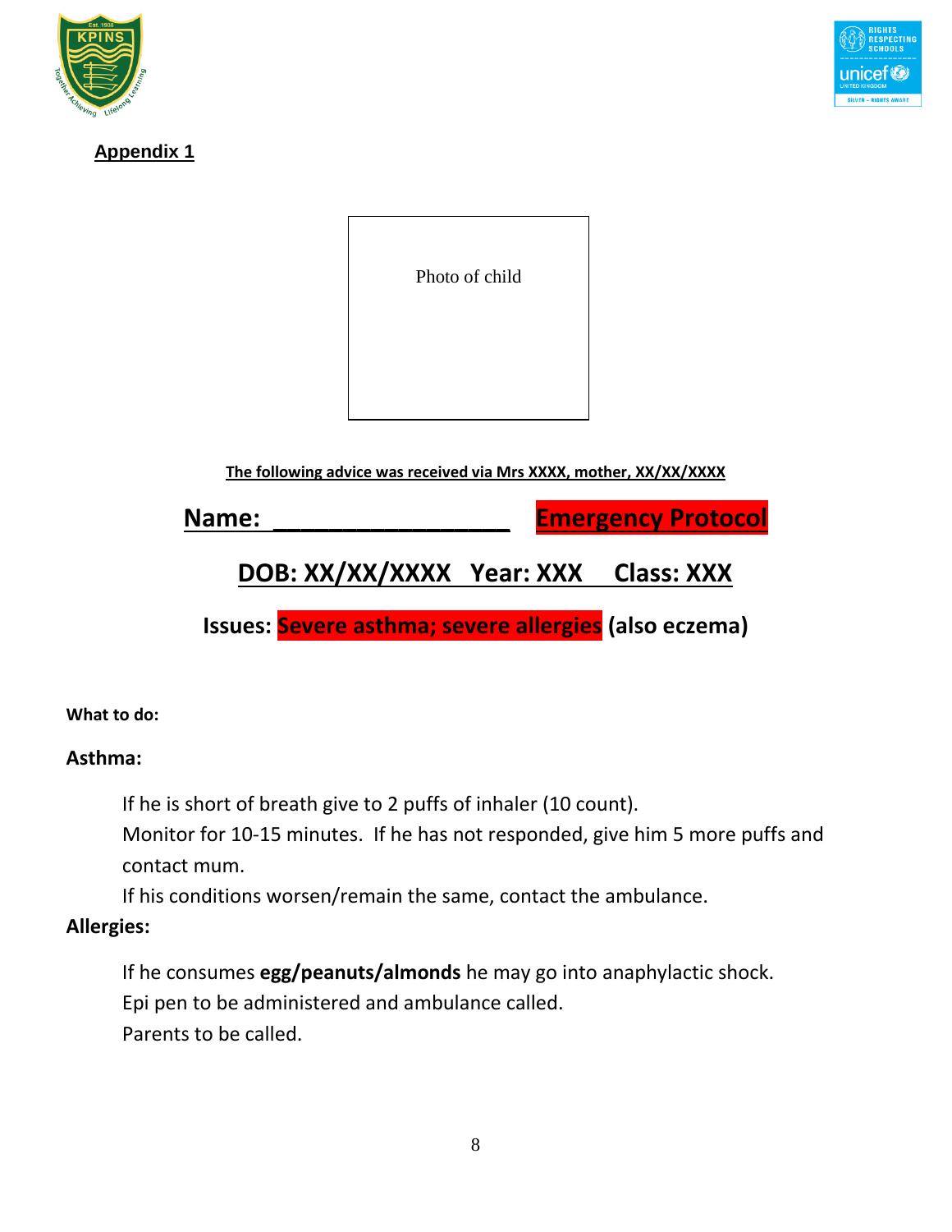**Appendix 1**

Photo of child

**The following advice was received via Mrs XXXX, mother, XX/XX/XXXX**

**Name: \_\_\_\_\_\_\_\_\_\_\_\_\_\_\_\_\_\_ Emergency Protocol**

**DOB: XX/XX/XXXX Year: XXX Class: XXX**

**Issues: Severe asthma; severe allergies (also eczema)**

**What to do:**

**Asthma:**

If he is short of breath give to 2 puffs of inhaler (10 count).

Monitor for 10-15 minutes. If he has not responded, give him 5 more puffs and contact mum.

If his conditions worsen/remain the same, contact the ambulance.

**Allergies:**

If he consumes **egg/peanuts/almonds** he may go into anaphylactic shock.

Epi pen to be administered and ambulance called.

Parents to be called.